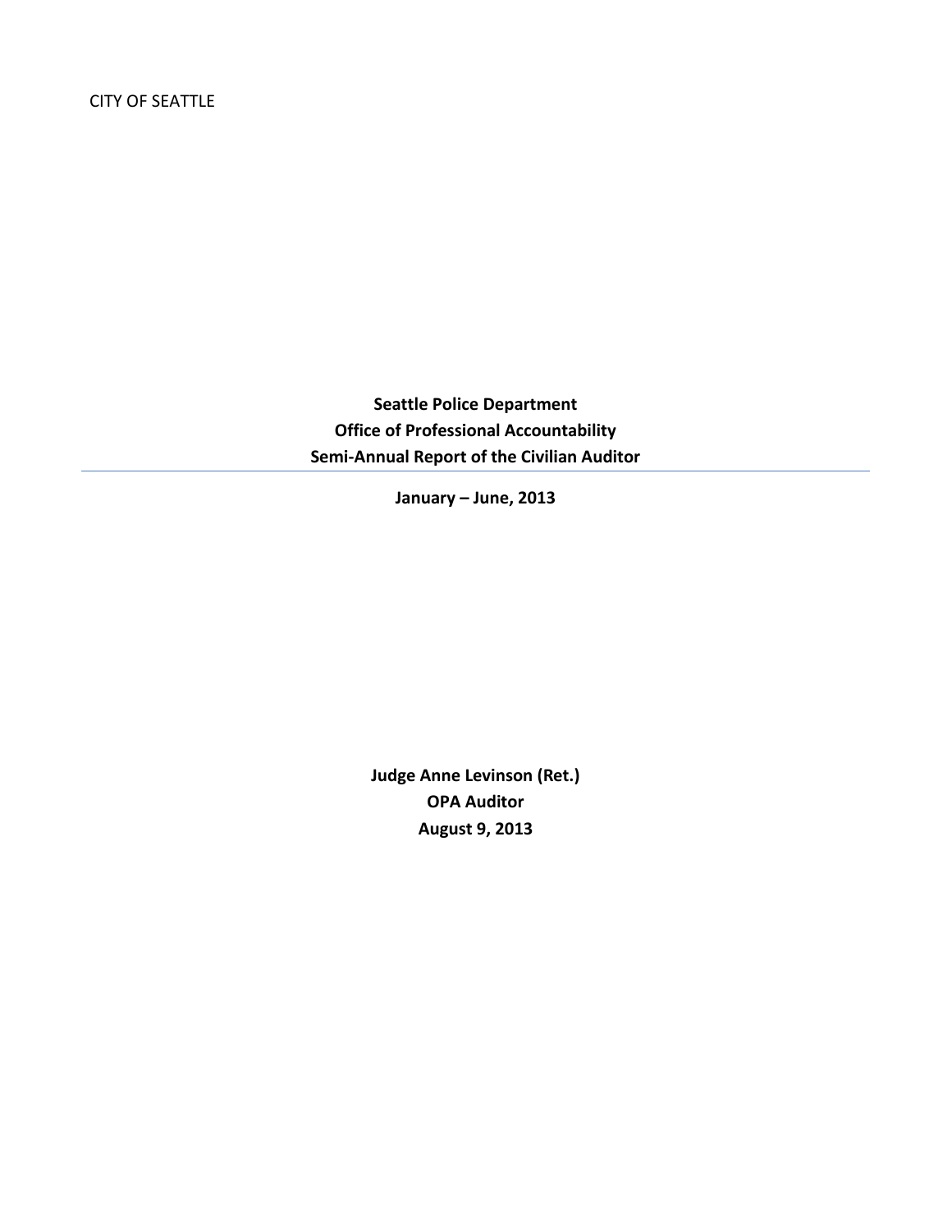CITY OF SEATTLE

**Seattle Police Department**
**Office of Professional Accountability**
**Semi-Annual Report of the Civilian Auditor**

---

**January – June, 2013**

**Judge Anne Levinson (Ret.)**
**OPA Auditor**
**August 9, 2013**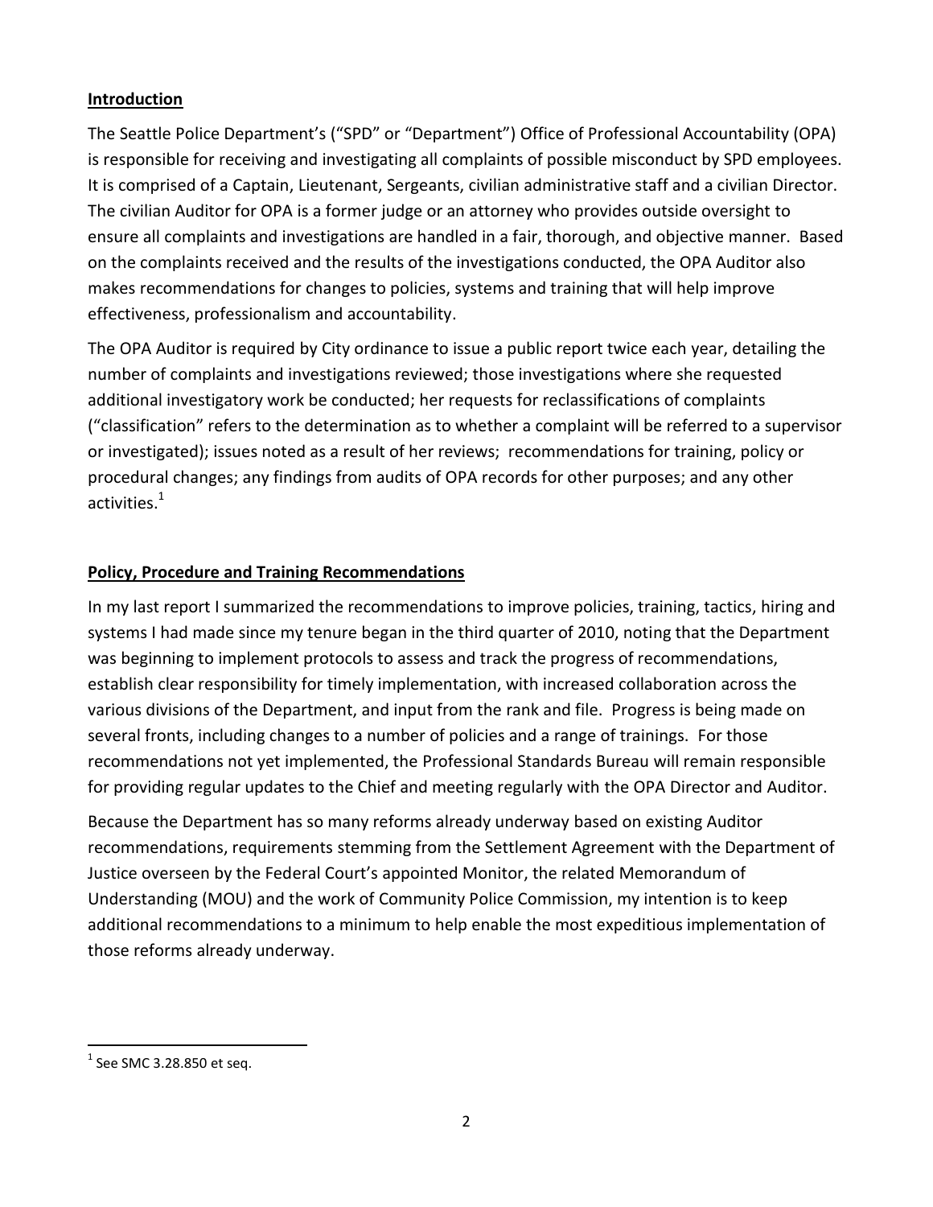## Introduction

The Seattle Police Department's ("SPD" or "Department") Office of Professional Accountability (OPA) is responsible for receiving and investigating all complaints of possible misconduct by SPD employees. It is comprised of a Captain, Lieutenant, Sergeants, civilian administrative staff and a civilian Director. The civilian Auditor for OPA is a former judge or an attorney who provides outside oversight to ensure all complaints and investigations are handled in a fair, thorough, and objective manner. Based on the complaints received and the results of the investigations conducted, the OPA Auditor also makes recommendations for changes to policies, systems and training that will help improve effectiveness, professionalism and accountability.

The OPA Auditor is required by City ordinance to issue a public report twice each year, detailing the number of complaints and investigations reviewed; those investigations where she requested additional investigatory work be conducted; her requests for reclassifications of complaints ("classification" refers to the determination as to whether a complaint will be referred to a supervisor or investigated); issues noted as a result of her reviews; recommendations for training, policy or procedural changes; any findings from audits of OPA records for other purposes; and any other activities.[1]

## Policy, Procedure and Training Recommendations

In my last report I summarized the recommendations to improve policies, training, tactics, hiring and systems I had made since my tenure began in the third quarter of 2010, noting that the Department was beginning to implement protocols to assess and track the progress of recommendations, establish clear responsibility for timely implementation, with increased collaboration across the various divisions of the Department, and input from the rank and file. Progress is being made on several fronts, including changes to a number of policies and a range of trainings. For those recommendations not yet implemented, the Professional Standards Bureau will remain responsible for providing regular updates to the Chief and meeting regularly with the OPA Director and Auditor.

Because the Department has so many reforms already underway based on existing Auditor recommendations, requirements stemming from the Settlement Agreement with the Department of Justice overseen by the Federal Court's appointed Monitor, the related Memorandum of Understanding (MOU) and the work of Community Police Commission, my intention is to keep additional recommendations to a minimum to help enable the most expeditious implementation of those reforms already underway.

[1] See SMC 3.28.850 et seq.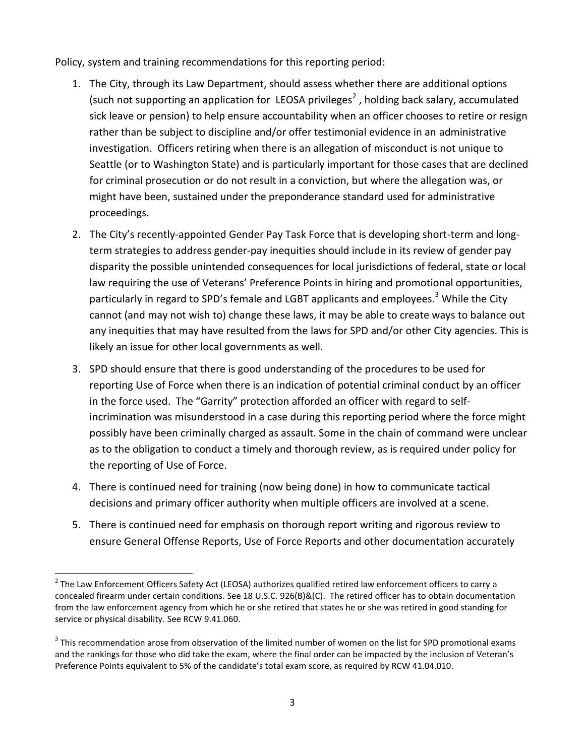Policy, system and training recommendations for this reporting period:

1. The City, through its Law Department, should assess whether there are additional options (such not supporting an application for LEOSA privileges[2], holding back salary, accumulated sick leave or pension) to help ensure accountability when an officer chooses to retire or resign rather than be subject to discipline and/or offer testimonial evidence in an administrative investigation. Officers retiring when there is an allegation of misconduct is not unique to Seattle (or to Washington State) and is particularly important for those cases that are declined for criminal prosecution or do not result in a conviction, but where the allegation was, or might have been, sustained under the preponderance standard used for administrative proceedings.
2. The City's recently-appointed Gender Pay Task Force that is developing short-term and long-term strategies to address gender-pay inequities should include in its review of gender pay disparity the possible unintended consequences for local jurisdictions of federal, state or local law requiring the use of Veterans' Preference Points in hiring and promotional opportunities, particularly in regard to SPD's female and LGBT applicants and employees.[3] While the City cannot (and may not wish to) change these laws, it may be able to create ways to balance out any inequities that may have resulted from the laws for SPD and/or other City agencies. This is likely an issue for other local governments as well.
3. SPD should ensure that there is good understanding of the procedures to be used for reporting Use of Force when there is an indication of potential criminal conduct by an officer in the force used. The "Garrity" protection afforded an officer with regard to self-incrimination was misunderstood in a case during this reporting period where the force might possibly have been criminally charged as assault. Some in the chain of command were unclear as to the obligation to conduct a timely and thorough review, as is required under policy for the reporting of Use of Force.
4. There is continued need for training (now being done) in how to communicate tactical decisions and primary officer authority when multiple officers are involved at a scene.
5. There is continued need for emphasis on thorough report writing and rigorous review to ensure General Offense Reports, Use of Force Reports and other documentation accurately

---

[2] The Law Enforcement Officers Safety Act (LEOSA) authorizes qualified retired law enforcement officers to carry a concealed firearm under certain conditions. See 18 U.S.C. 926(B)&(C). The retired officer has to obtain documentation from the law enforcement agency from which he or she retired that states he or she was retired in good standing for service or physical disability. See RCW 9.41.060.

[3] This recommendation arose from observation of the limited number of women on the list for SPD promotional exams and the rankings for those who did take the exam, where the final order can be impacted by the inclusion of Veteran's Preference Points equivalent to 5% of the candidate's total exam score, as required by RCW 41.04.010.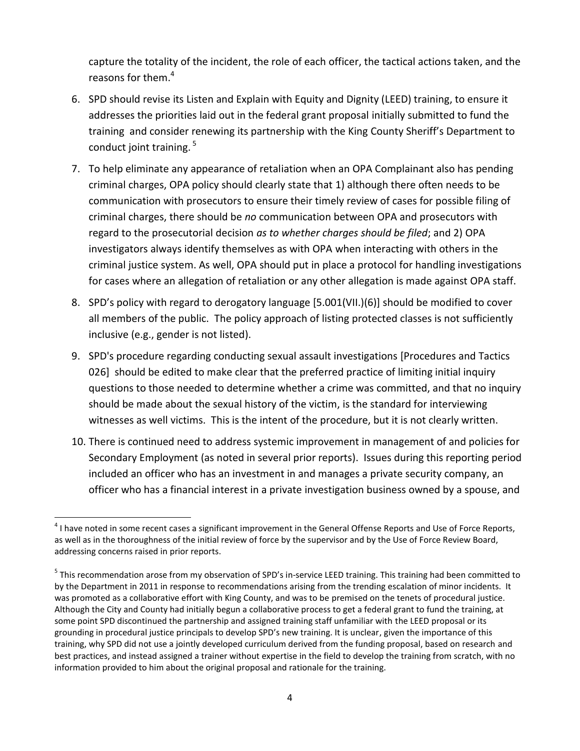capture the totality of the incident, the role of each officer, the tactical actions taken, and the reasons for them.[4]

6. SPD should revise its Listen and Explain with Equity and Dignity (LEED) training, to ensure it addresses the priorities laid out in the federal grant proposal initially submitted to fund the training and consider renewing its partnership with the King County Sheriff's Department to conduct joint training.[5]

7. To help eliminate any appearance of retaliation when an OPA Complainant also has pending criminal charges, OPA policy should clearly state that 1) although there often needs to be communication with prosecutors to ensure their timely review of cases for possible filing of criminal charges, there should be *no* communication between OPA and prosecutors with regard to the prosecutorial decision *as to whether charges should be filed*; and 2) OPA investigators always identify themselves as with OPA when interacting with others in the criminal justice system. As well, OPA should put in place a protocol for handling investigations for cases where an allegation of retaliation or any other allegation is made against OPA staff.

8. SPD's policy with regard to derogatory language [5.001(VII.)(6)] should be modified to cover all members of the public. The policy approach of listing protected classes is not sufficiently inclusive (e.g., gender is not listed).

9. SPD's procedure regarding conducting sexual assault investigations [Procedures and Tactics 026] should be edited to make clear that the preferred practice of limiting initial inquiry questions to those needed to determine whether a crime was committed, and that no inquiry should be made about the sexual history of the victim, is the standard for interviewing witnesses as well victims. This is the intent of the procedure, but it is not clearly written.

10. There is continued need to address systemic improvement in management of and policies for Secondary Employment (as noted in several prior reports). Issues during this reporting period included an officer who has an investment in and manages a private security company, an officer who has a financial interest in a private investigation business owned by a spouse, and

---

[4] I have noted in some recent cases a significant improvement in the General Offense Reports and Use of Force Reports, as well as in the thoroughness of the initial review of force by the supervisor and by the Use of Force Review Board, addressing concerns raised in prior reports.

[5] This recommendation arose from my observation of SPD's in-service LEED training. This training had been committed to by the Department in 2011 in response to recommendations arising from the trending escalation of minor incidents. It was promoted as a collaborative effort with King County, and was to be premised on the tenets of procedural justice. Although the City and County had initially begun a collaborative process to get a federal grant to fund the training, at some point SPD discontinued the partnership and assigned training staff unfamiliar with the LEED proposal or its grounding in procedural justice principals to develop SPD's new training. It is unclear, given the importance of this training, why SPD did not use a jointly developed curriculum derived from the funding proposal, based on research and best practices, and instead assigned a trainer without expertise in the field to develop the training from scratch, with no information provided to him about the original proposal and rationale for the training.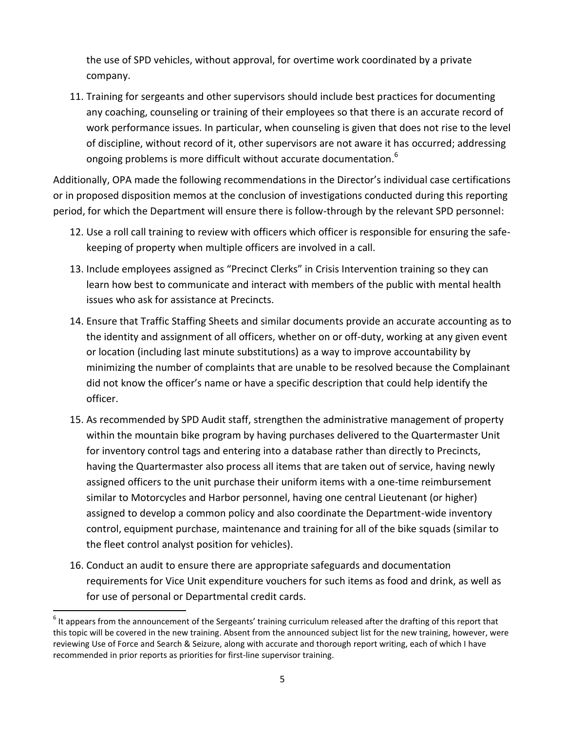the use of SPD vehicles, without approval, for overtime work coordinated by a private company.

11. Training for sergeants and other supervisors should include best practices for documenting any coaching, counseling or training of their employees so that there is an accurate record of work performance issues. In particular, when counseling is given that does not rise to the level of discipline, without record of it, other supervisors are not aware it has occurred; addressing ongoing problems is more difficult without accurate documentation.[6]

Additionally, OPA made the following recommendations in the Director's individual case certifications or in proposed disposition memos at the conclusion of investigations conducted during this reporting period, for which the Department will ensure there is follow-through by the relevant SPD personnel:

12. Use a roll call training to review with officers which officer is responsible for ensuring the safe-keeping of property when multiple officers are involved in a call.
13. Include employees assigned as "Precinct Clerks" in Crisis Intervention training so they can learn how best to communicate and interact with members of the public with mental health issues who ask for assistance at Precincts.
14. Ensure that Traffic Staffing Sheets and similar documents provide an accurate accounting as to the identity and assignment of all officers, whether on or off-duty, working at any given event or location (including last minute substitutions) as a way to improve accountability by minimizing the number of complaints that are unable to be resolved because the Complainant did not know the officer's name or have a specific description that could help identify the officer.
15. As recommended by SPD Audit staff, strengthen the administrative management of property within the mountain bike program by having purchases delivered to the Quartermaster Unit for inventory control tags and entering into a database rather than directly to Precincts, having the Quartermaster also process all items that are taken out of service, having newly assigned officers to the unit purchase their uniform items with a one-time reimbursement similar to Motorcycles and Harbor personnel, having one central Lieutenant (or higher) assigned to develop a common policy and also coordinate the Department-wide inventory control, equipment purchase, maintenance and training for all of the bike squads (similar to the fleet control analyst position for vehicles).
16. Conduct an audit to ensure there are appropriate safeguards and documentation requirements for Vice Unit expenditure vouchers for such items as food and drink, as well as for use of personal or Departmental credit cards.

[6] It appears from the announcement of the Sergeants' training curriculum released after the drafting of this report that this topic will be covered in the new training. Absent from the announced subject list for the new training, however, were reviewing Use of Force and Search & Seizure, along with accurate and thorough report writing, each of which I have recommended in prior reports as priorities for first-line supervisor training.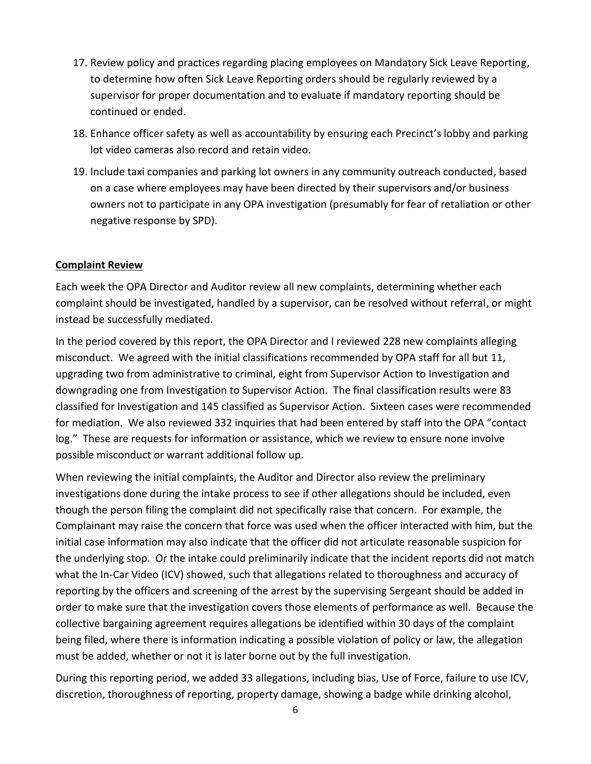17. Review policy and practices regarding placing employees on Mandatory Sick Leave Reporting, to determine how often Sick Leave Reporting orders should be regularly reviewed by a supervisor for proper documentation and to evaluate if mandatory reporting should be continued or ended.
18. Enhance officer safety as well as accountability by ensuring each Precinct's lobby and parking lot video cameras also record and retain video.
19. Include taxi companies and parking lot owners in any community outreach conducted, based on a case where employees may have been directed by their supervisors and/or business owners not to participate in any OPA investigation (presumably for fear of retaliation or other negative response by SPD).

**Complaint Review**

Each week the OPA Director and Auditor review all new complaints, determining whether each complaint should be investigated, handled by a supervisor, can be resolved without referral, or might instead be successfully mediated.

In the period covered by this report, the OPA Director and I reviewed 228 new complaints alleging misconduct. We agreed with the initial classifications recommended by OPA staff for all but 11, upgrading two from administrative to criminal, eight from Supervisor Action to Investigation and downgrading one from Investigation to Supervisor Action. The final classification results were 83 classified for Investigation and 145 classified as Supervisor Action. Sixteen cases were recommended for mediation. We also reviewed 332 inquiries that had been entered by staff into the OPA "contact log." These are requests for information or assistance, which we review to ensure none involve possible misconduct or warrant additional follow up.

When reviewing the initial complaints, the Auditor and Director also review the preliminary investigations done during the intake process to see if other allegations should be included, even though the person filing the complaint did not specifically raise that concern. For example, the Complainant may raise the concern that force was used when the officer interacted with him, but the initial case information may also indicate that the officer did not articulate reasonable suspicion for the underlying stop. Or the intake could preliminarily indicate that the incident reports did not match what the In-Car Video (ICV) showed, such that allegations related to thoroughness and accuracy of reporting by the officers and screening of the arrest by the supervising Sergeant should be added in order to make sure that the investigation covers those elements of performance as well. Because the collective bargaining agreement requires allegations be identified within 30 days of the complaint being filed, where there is information indicating a possible violation of policy or law, the allegation must be added, whether or not it is later borne out by the full investigation.

During this reporting period, we added 33 allegations, including bias, Use of Force, failure to use ICV, discretion, thoroughness of reporting, property damage, showing a badge while drinking alcohol,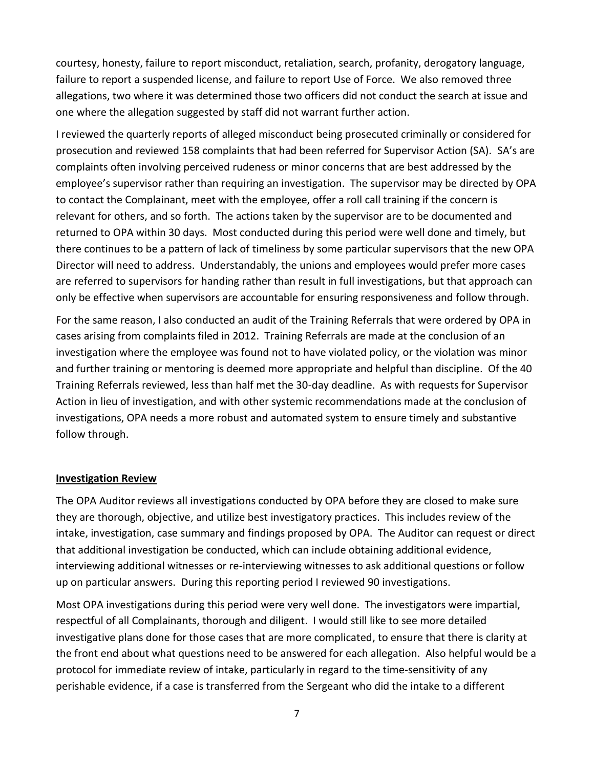courtesy, honesty, failure to report misconduct, retaliation, search, profanity, derogatory language, failure to report a suspended license, and failure to report Use of Force. We also removed three allegations, two where it was determined those two officers did not conduct the search at issue and one where the allegation suggested by staff did not warrant further action.

I reviewed the quarterly reports of alleged misconduct being prosecuted criminally or considered for prosecution and reviewed 158 complaints that had been referred for Supervisor Action (SA). SA's are complaints often involving perceived rudeness or minor concerns that are best addressed by the employee's supervisor rather than requiring an investigation. The supervisor may be directed by OPA to contact the Complainant, meet with the employee, offer a roll call training if the concern is relevant for others, and so forth. The actions taken by the supervisor are to be documented and returned to OPA within 30 days. Most conducted during this period were well done and timely, but there continues to be a pattern of lack of timeliness by some particular supervisors that the new OPA Director will need to address. Understandably, the unions and employees would prefer more cases are referred to supervisors for handing rather than result in full investigations, but that approach can only be effective when supervisors are accountable for ensuring responsiveness and follow through.

For the same reason, I also conducted an audit of the Training Referrals that were ordered by OPA in cases arising from complaints filed in 2012. Training Referrals are made at the conclusion of an investigation where the employee was found not to have violated policy, or the violation was minor and further training or mentoring is deemed more appropriate and helpful than discipline. Of the 40 Training Referrals reviewed, less than half met the 30-day deadline. As with requests for Supervisor Action in lieu of investigation, and with other systemic recommendations made at the conclusion of investigations, OPA needs a more robust and automated system to ensure timely and substantive follow through.

## Investigation Review

The OPA Auditor reviews all investigations conducted by OPA before they are closed to make sure they are thorough, objective, and utilize best investigatory practices. This includes review of the intake, investigation, case summary and findings proposed by OPA. The Auditor can request or direct that additional investigation be conducted, which can include obtaining additional evidence, interviewing additional witnesses or re-interviewing witnesses to ask additional questions or follow up on particular answers. During this reporting period I reviewed 90 investigations.

Most OPA investigations during this period were very well done. The investigators were impartial, respectful of all Complainants, thorough and diligent. I would still like to see more detailed investigative plans done for those cases that are more complicated, to ensure that there is clarity at the front end about what questions need to be answered for each allegation. Also helpful would be a protocol for immediate review of intake, particularly in regard to the time-sensitivity of any perishable evidence, if a case is transferred from the Sergeant who did the intake to a different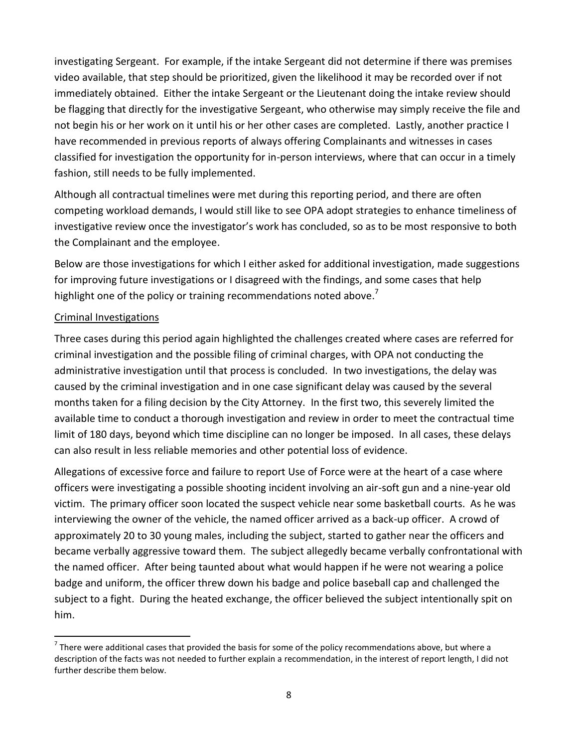investigating Sergeant. For example, if the intake Sergeant did not determine if there was premises video available, that step should be prioritized, given the likelihood it may be recorded over if not immediately obtained. Either the intake Sergeant or the Lieutenant doing the intake review should be flagging that directly for the investigative Sergeant, who otherwise may simply receive the file and not begin his or her work on it until his or her other cases are completed. Lastly, another practice I have recommended in previous reports of always offering Complainants and witnesses in cases classified for investigation the opportunity for in-person interviews, where that can occur in a timely fashion, still needs to be fully implemented.

Although all contractual timelines were met during this reporting period, and there are often competing workload demands, I would still like to see OPA adopt strategies to enhance timeliness of investigative review once the investigator's work has concluded, so as to be most responsive to both the Complainant and the employee.

Below are those investigations for which I either asked for additional investigation, made suggestions for improving future investigations or I disagreed with the findings, and some cases that help highlight one of the policy or training recommendations noted above.[7]

<u>Criminal Investigations</u>

Three cases during this period again highlighted the challenges created where cases are referred for criminal investigation and the possible filing of criminal charges, with OPA not conducting the administrative investigation until that process is concluded. In two investigations, the delay was caused by the criminal investigation and in one case significant delay was caused by the several months taken for a filing decision by the City Attorney. In the first two, this severely limited the available time to conduct a thorough investigation and review in order to meet the contractual time limit of 180 days, beyond which time discipline can no longer be imposed. In all cases, these delays can also result in less reliable memories and other potential loss of evidence.

Allegations of excessive force and failure to report Use of Force were at the heart of a case where officers were investigating a possible shooting incident involving an air-soft gun and a nine-year old victim. The primary officer soon located the suspect vehicle near some basketball courts. As he was interviewing the owner of the vehicle, the named officer arrived as a back-up officer. A crowd of approximately 20 to 30 young males, including the subject, started to gather near the officers and became verbally aggressive toward them. The subject allegedly became verbally confrontational with the named officer. After being taunted about what would happen if he were not wearing a police badge and uniform, the officer threw down his badge and police baseball cap and challenged the subject to a fight. During the heated exchange, the officer believed the subject intentionally spit on him.

[7] There were additional cases that provided the basis for some of the policy recommendations above, but where a description of the facts was not needed to further explain a recommendation, in the interest of report length, I did not further describe them below.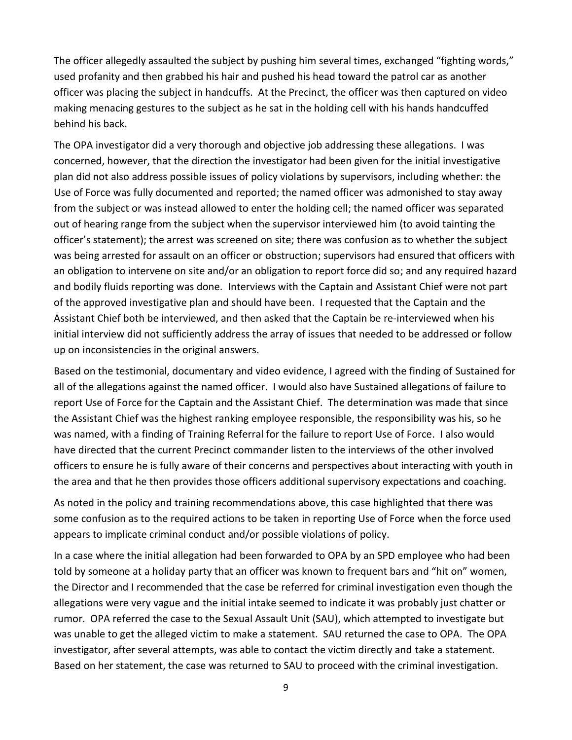The officer allegedly assaulted the subject by pushing him several times, exchanged "fighting words," used profanity and then grabbed his hair and pushed his head toward the patrol car as another officer was placing the subject in handcuffs. At the Precinct, the officer was then captured on video making menacing gestures to the subject as he sat in the holding cell with his hands handcuffed behind his back.

The OPA investigator did a very thorough and objective job addressing these allegations. I was concerned, however, that the direction the investigator had been given for the initial investigative plan did not also address possible issues of policy violations by supervisors, including whether: the Use of Force was fully documented and reported; the named officer was admonished to stay away from the subject or was instead allowed to enter the holding cell; the named officer was separated out of hearing range from the subject when the supervisor interviewed him (to avoid tainting the officer's statement); the arrest was screened on site; there was confusion as to whether the subject was being arrested for assault on an officer or obstruction; supervisors had ensured that officers with an obligation to intervene on site and/or an obligation to report force did so; and any required hazard and bodily fluids reporting was done. Interviews with the Captain and Assistant Chief were not part of the approved investigative plan and should have been. I requested that the Captain and the Assistant Chief both be interviewed, and then asked that the Captain be re-interviewed when his initial interview did not sufficiently address the array of issues that needed to be addressed or follow up on inconsistencies in the original answers.

Based on the testimonial, documentary and video evidence, I agreed with the finding of Sustained for all of the allegations against the named officer. I would also have Sustained allegations of failure to report Use of Force for the Captain and the Assistant Chief. The determination was made that since the Assistant Chief was the highest ranking employee responsible, the responsibility was his, so he was named, with a finding of Training Referral for the failure to report Use of Force. I also would have directed that the current Precinct commander listen to the interviews of the other involved officers to ensure he is fully aware of their concerns and perspectives about interacting with youth in the area and that he then provides those officers additional supervisory expectations and coaching.

As noted in the policy and training recommendations above, this case highlighted that there was some confusion as to the required actions to be taken in reporting Use of Force when the force used appears to implicate criminal conduct and/or possible violations of policy.

In a case where the initial allegation had been forwarded to OPA by an SPD employee who had been told by someone at a holiday party that an officer was known to frequent bars and "hit on" women, the Director and I recommended that the case be referred for criminal investigation even though the allegations were very vague and the initial intake seemed to indicate it was probably just chatter or rumor. OPA referred the case to the Sexual Assault Unit (SAU), which attempted to investigate but was unable to get the alleged victim to make a statement. SAU returned the case to OPA. The OPA investigator, after several attempts, was able to contact the victim directly and take a statement. Based on her statement, the case was returned to SAU to proceed with the criminal investigation.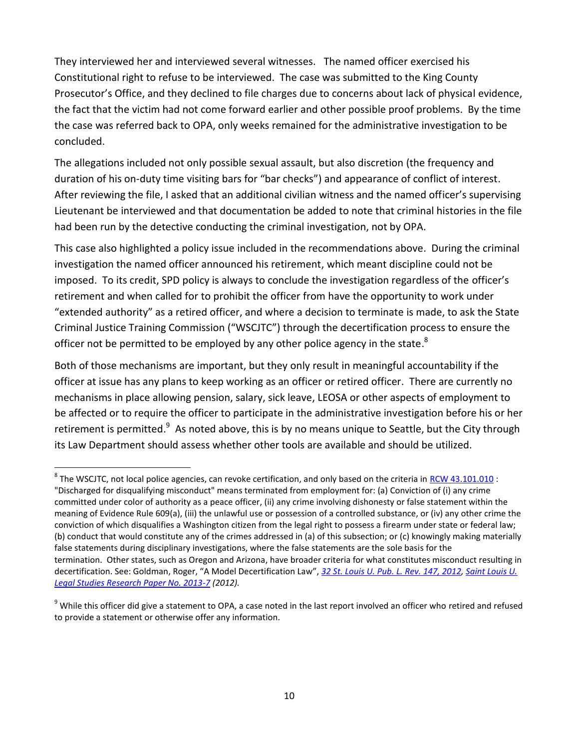They interviewed her and interviewed several witnesses. The named officer exercised his Constitutional right to refuse to be interviewed. The case was submitted to the King County Prosecutor's Office, and they declined to file charges due to concerns about lack of physical evidence, the fact that the victim had not come forward earlier and other possible proof problems. By the time the case was referred back to OPA, only weeks remained for the administrative investigation to be concluded.

The allegations included not only possible sexual assault, but also discretion (the frequency and duration of his on-duty time visiting bars for "bar checks") and appearance of conflict of interest. After reviewing the file, I asked that an additional civilian witness and the named officer's supervising Lieutenant be interviewed and that documentation be added to note that criminal histories in the file had been run by the detective conducting the criminal investigation, not by OPA.

This case also highlighted a policy issue included in the recommendations above. During the criminal investigation the named officer announced his retirement, which meant discipline could not be imposed. To its credit, SPD policy is always to conclude the investigation regardless of the officer's retirement and when called for to prohibit the officer from have the opportunity to work under "extended authority" as a retired officer, and where a decision to terminate is made, to ask the State Criminal Justice Training Commission ("WSCJTC") through the decertification process to ensure the officer not be permitted to be employed by any other police agency in the state.[8]

Both of those mechanisms are important, but they only result in meaningful accountability if the officer at issue has any plans to keep working as an officer or retired officer. There are currently no mechanisms in place allowing pension, salary, sick leave, LEOSA or other aspects of employment to be affected or to require the officer to participate in the administrative investigation before his or her retirement is permitted.[9] As noted above, this is by no means unique to Seattle, but the City through its Law Department should assess whether other tools are available and should be utilized.

---

[8] The WSCJTC, not local police agencies, can revoke certification, and only based on the criteria in RCW 43.101.010 : "Discharged for disqualifying misconduct" means terminated from employment for: (a) Conviction of (i) any crime committed under color of authority as a peace officer, (ii) any crime involving dishonesty or false statement within the meaning of Evidence Rule 609(a), (iii) the unlawful use or possession of a controlled substance, or (iv) any other crime the conviction of which disqualifies a Washington citizen from the legal right to possess a firearm under state or federal law; (b) conduct that would constitute any of the crimes addressed in (a) of this subsection; or (c) knowingly making materially false statements during disciplinary investigations, where the false statements are the sole basis for the termination. Other states, such as Oregon and Arizona, have broader criteria for what constitutes misconduct resulting in decertification. See: Goldman, Roger, "A Model Decertification Law", *32 St. Louis U. Pub. L. Rev. 147, 2012, Saint Louis U. Legal Studies Research Paper No. 2013-7 (2012).*

[9] While this officer did give a statement to OPA, a case noted in the last report involved an officer who retired and refused to provide a statement or otherwise offer any information.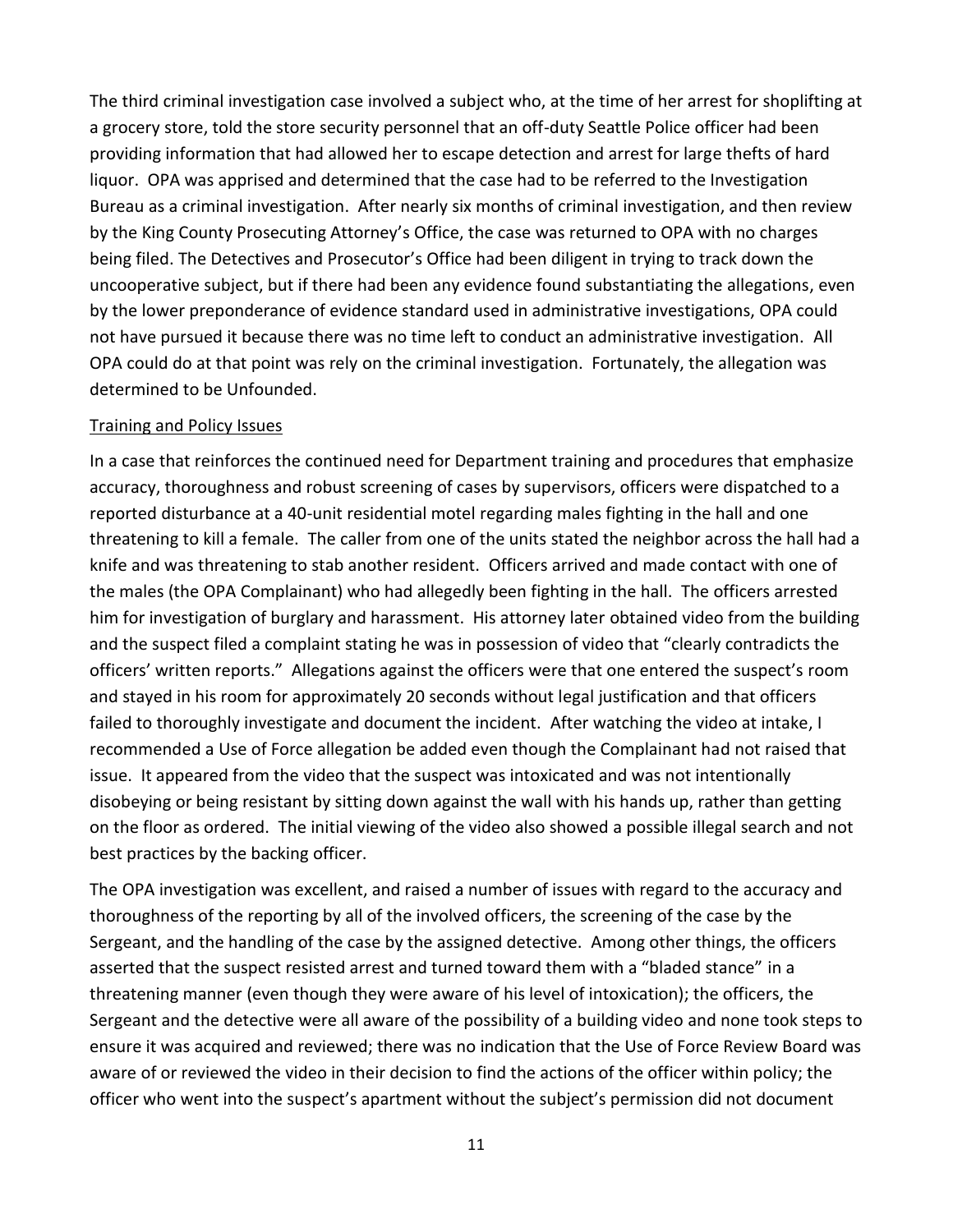The third criminal investigation case involved a subject who, at the time of her arrest for shoplifting at a grocery store, told the store security personnel that an off-duty Seattle Police officer had been providing information that had allowed her to escape detection and arrest for large thefts of hard liquor. OPA was apprised and determined that the case had to be referred to the Investigation Bureau as a criminal investigation. After nearly six months of criminal investigation, and then review by the King County Prosecuting Attorney's Office, the case was returned to OPA with no charges being filed. The Detectives and Prosecutor's Office had been diligent in trying to track down the uncooperative subject, but if there had been any evidence found substantiating the allegations, even by the lower preponderance of evidence standard used in administrative investigations, OPA could not have pursued it because there was no time left to conduct an administrative investigation. All OPA could do at that point was rely on the criminal investigation. Fortunately, the allegation was determined to be Unfounded.

<u>Training and Policy Issues</u>

In a case that reinforces the continued need for Department training and procedures that emphasize accuracy, thoroughness and robust screening of cases by supervisors, officers were dispatched to a reported disturbance at a 40-unit residential motel regarding males fighting in the hall and one threatening to kill a female. The caller from one of the units stated the neighbor across the hall had a knife and was threatening to stab another resident. Officers arrived and made contact with one of the males (the OPA Complainant) who had allegedly been fighting in the hall. The officers arrested him for investigation of burglary and harassment. His attorney later obtained video from the building and the suspect filed a complaint stating he was in possession of video that "clearly contradicts the officers' written reports." Allegations against the officers were that one entered the suspect's room and stayed in his room for approximately 20 seconds without legal justification and that officers failed to thoroughly investigate and document the incident. After watching the video at intake, I recommended a Use of Force allegation be added even though the Complainant had not raised that issue. It appeared from the video that the suspect was intoxicated and was not intentionally disobeying or being resistant by sitting down against the wall with his hands up, rather than getting on the floor as ordered. The initial viewing of the video also showed a possible illegal search and not best practices by the backing officer.

The OPA investigation was excellent, and raised a number of issues with regard to the accuracy and thoroughness of the reporting by all of the involved officers, the screening of the case by the Sergeant, and the handling of the case by the assigned detective. Among other things, the officers asserted that the suspect resisted arrest and turned toward them with a "bladed stance" in a threatening manner (even though they were aware of his level of intoxication); the officers, the Sergeant and the detective were all aware of the possibility of a building video and none took steps to ensure it was acquired and reviewed; there was no indication that the Use of Force Review Board was aware of or reviewed the video in their decision to find the actions of the officer within policy; the officer who went into the suspect's apartment without the subject's permission did not document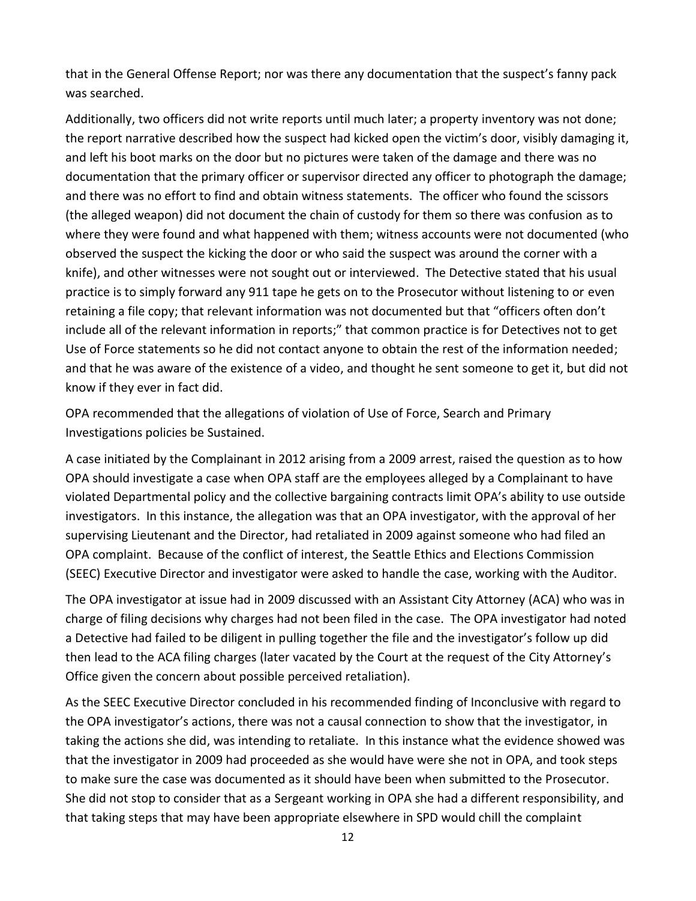that in the General Offense Report; nor was there any documentation that the suspect's fanny pack was searched.

Additionally, two officers did not write reports until much later; a property inventory was not done; the report narrative described how the suspect had kicked open the victim's door, visibly damaging it, and left his boot marks on the door but no pictures were taken of the damage and there was no documentation that the primary officer or supervisor directed any officer to photograph the damage; and there was no effort to find and obtain witness statements. The officer who found the scissors (the alleged weapon) did not document the chain of custody for them so there was confusion as to where they were found and what happened with them; witness accounts were not documented (who observed the suspect the kicking the door or who said the suspect was around the corner with a knife), and other witnesses were not sought out or interviewed. The Detective stated that his usual practice is to simply forward any 911 tape he gets on to the Prosecutor without listening to or even retaining a file copy; that relevant information was not documented but that "officers often don't include all of the relevant information in reports;" that common practice is for Detectives not to get Use of Force statements so he did not contact anyone to obtain the rest of the information needed; and that he was aware of the existence of a video, and thought he sent someone to get it, but did not know if they ever in fact did.

OPA recommended that the allegations of violation of Use of Force, Search and Primary Investigations policies be Sustained.

A case initiated by the Complainant in 2012 arising from a 2009 arrest, raised the question as to how OPA should investigate a case when OPA staff are the employees alleged by a Complainant to have violated Departmental policy and the collective bargaining contracts limit OPA's ability to use outside investigators. In this instance, the allegation was that an OPA investigator, with the approval of her supervising Lieutenant and the Director, had retaliated in 2009 against someone who had filed an OPA complaint. Because of the conflict of interest, the Seattle Ethics and Elections Commission (SEEC) Executive Director and investigator were asked to handle the case, working with the Auditor.

The OPA investigator at issue had in 2009 discussed with an Assistant City Attorney (ACA) who was in charge of filing decisions why charges had not been filed in the case. The OPA investigator had noted a Detective had failed to be diligent in pulling together the file and the investigator's follow up did then lead to the ACA filing charges (later vacated by the Court at the request of the City Attorney's Office given the concern about possible perceived retaliation).

As the SEEC Executive Director concluded in his recommended finding of Inconclusive with regard to the OPA investigator's actions, there was not a causal connection to show that the investigator, in taking the actions she did, was intending to retaliate. In this instance what the evidence showed was that the investigator in 2009 had proceeded as she would have were she not in OPA, and took steps to make sure the case was documented as it should have been when submitted to the Prosecutor. She did not stop to consider that as a Sergeant working in OPA she had a different responsibility, and that taking steps that may have been appropriate elsewhere in SPD would chill the complaint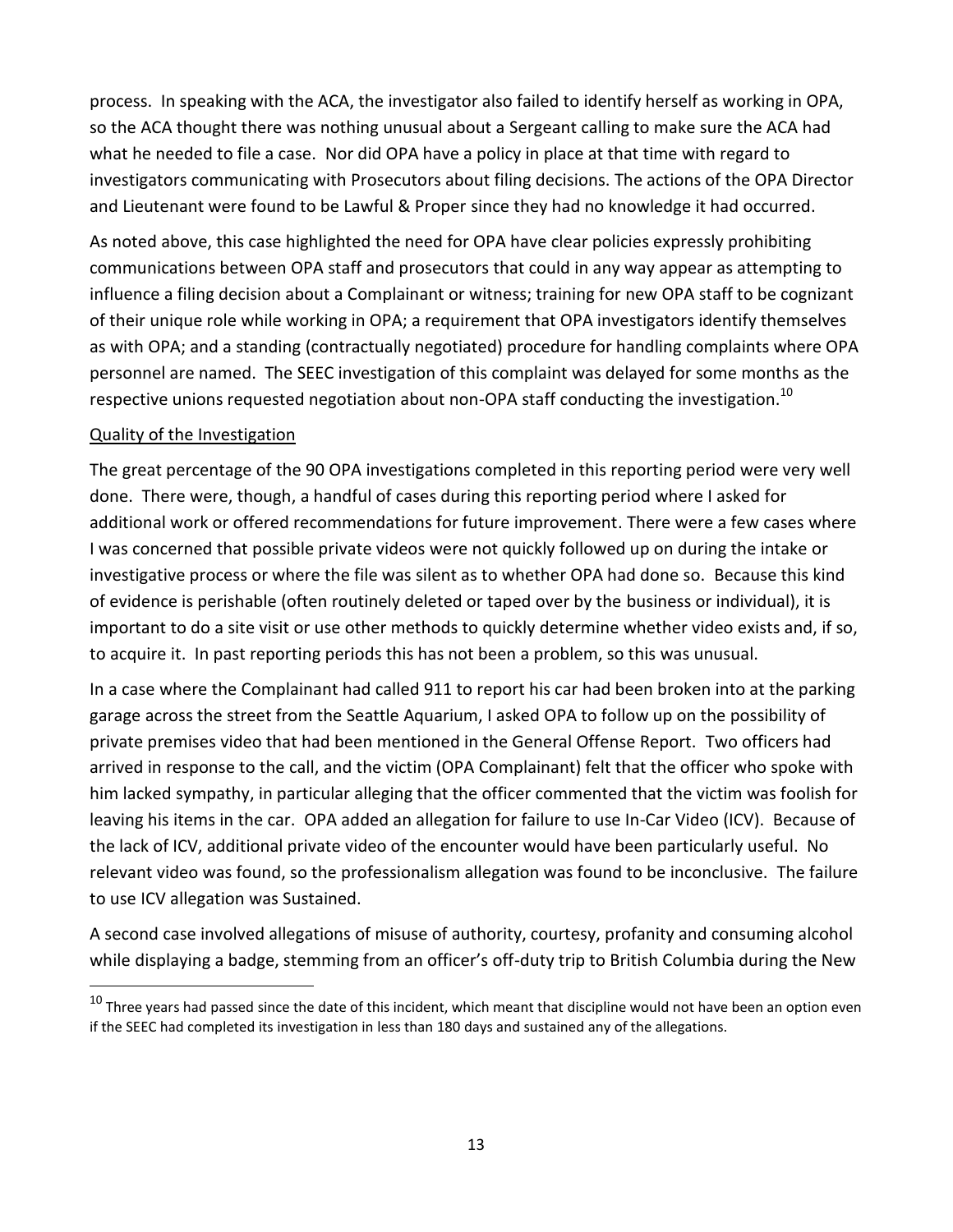process. In speaking with the ACA, the investigator also failed to identify herself as working in OPA, so the ACA thought there was nothing unusual about a Sergeant calling to make sure the ACA had what he needed to file a case. Nor did OPA have a policy in place at that time with regard to investigators communicating with Prosecutors about filing decisions. The actions of the OPA Director and Lieutenant were found to be Lawful & Proper since they had no knowledge it had occurred.

As noted above, this case highlighted the need for OPA have clear policies expressly prohibiting communications between OPA staff and prosecutors that could in any way appear as attempting to influence a filing decision about a Complainant or witness; training for new OPA staff to be cognizant of their unique role while working in OPA; a requirement that OPA investigators identify themselves as with OPA; and a standing (contractually negotiated) procedure for handling complaints where OPA personnel are named. The SEEC investigation of this complaint was delayed for some months as the respective unions requested negotiation about non-OPA staff conducting the investigation.[10]

Quality of the Investigation

The great percentage of the 90 OPA investigations completed in this reporting period were very well done. There were, though, a handful of cases during this reporting period where I asked for additional work or offered recommendations for future improvement. There were a few cases where I was concerned that possible private videos were not quickly followed up on during the intake or investigative process or where the file was silent as to whether OPA had done so. Because this kind of evidence is perishable (often routinely deleted or taped over by the business or individual), it is important to do a site visit or use other methods to quickly determine whether video exists and, if so, to acquire it. In past reporting periods this has not been a problem, so this was unusual.

In a case where the Complainant had called 911 to report his car had been broken into at the parking garage across the street from the Seattle Aquarium, I asked OPA to follow up on the possibility of private premises video that had been mentioned in the General Offense Report. Two officers had arrived in response to the call, and the victim (OPA Complainant) felt that the officer who spoke with him lacked sympathy, in particular alleging that the officer commented that the victim was foolish for leaving his items in the car. OPA added an allegation for failure to use In-Car Video (ICV). Because of the lack of ICV, additional private video of the encounter would have been particularly useful. No relevant video was found, so the professionalism allegation was found to be inconclusive. The failure to use ICV allegation was Sustained.

A second case involved allegations of misuse of authority, courtesy, profanity and consuming alcohol while displaying a badge, stemming from an officer's off-duty trip to British Columbia during the New

[10] Three years had passed since the date of this incident, which meant that discipline would not have been an option even if the SEEC had completed its investigation in less than 180 days and sustained any of the allegations.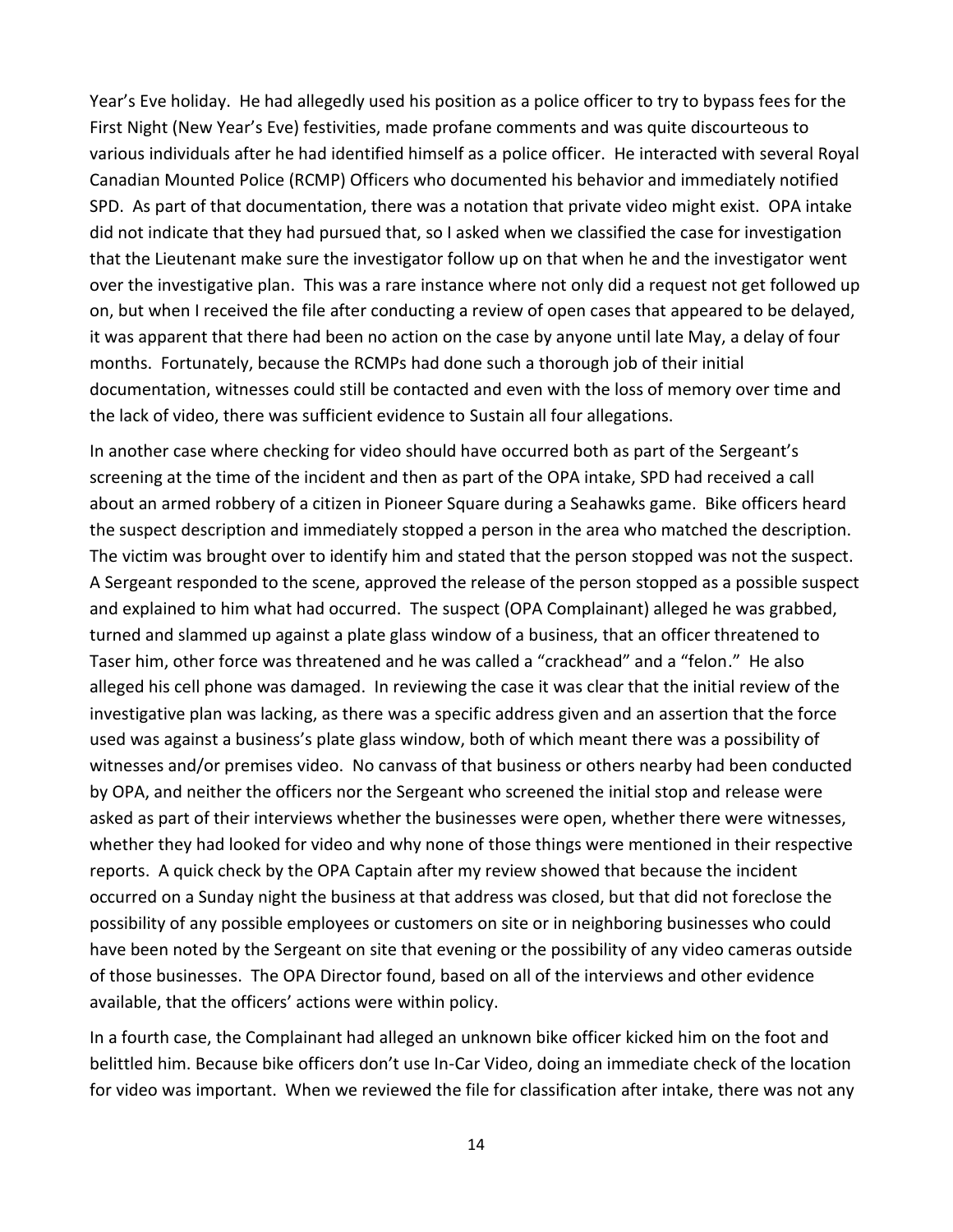Year's Eve holiday. He had allegedly used his position as a police officer to try to bypass fees for the First Night (New Year's Eve) festivities, made profane comments and was quite discourteous to various individuals after he had identified himself as a police officer. He interacted with several Royal Canadian Mounted Police (RCMP) Officers who documented his behavior and immediately notified SPD. As part of that documentation, there was a notation that private video might exist. OPA intake did not indicate that they had pursued that, so I asked when we classified the case for investigation that the Lieutenant make sure the investigator follow up on that when he and the investigator went over the investigative plan. This was a rare instance where not only did a request not get followed up on, but when I received the file after conducting a review of open cases that appeared to be delayed, it was apparent that there had been no action on the case by anyone until late May, a delay of four months. Fortunately, because the RCMPs had done such a thorough job of their initial documentation, witnesses could still be contacted and even with the loss of memory over time and the lack of video, there was sufficient evidence to Sustain all four allegations.

In another case where checking for video should have occurred both as part of the Sergeant's screening at the time of the incident and then as part of the OPA intake, SPD had received a call about an armed robbery of a citizen in Pioneer Square during a Seahawks game. Bike officers heard the suspect description and immediately stopped a person in the area who matched the description. The victim was brought over to identify him and stated that the person stopped was not the suspect. A Sergeant responded to the scene, approved the release of the person stopped as a possible suspect and explained to him what had occurred. The suspect (OPA Complainant) alleged he was grabbed, turned and slammed up against a plate glass window of a business, that an officer threatened to Taser him, other force was threatened and he was called a "crackhead" and a "felon." He also alleged his cell phone was damaged. In reviewing the case it was clear that the initial review of the investigative plan was lacking, as there was a specific address given and an assertion that the force used was against a business's plate glass window, both of which meant there was a possibility of witnesses and/or premises video. No canvass of that business or others nearby had been conducted by OPA, and neither the officers nor the Sergeant who screened the initial stop and release were asked as part of their interviews whether the businesses were open, whether there were witnesses, whether they had looked for video and why none of those things were mentioned in their respective reports. A quick check by the OPA Captain after my review showed that because the incident occurred on a Sunday night the business at that address was closed, but that did not foreclose the possibility of any possible employees or customers on site or in neighboring businesses who could have been noted by the Sergeant on site that evening or the possibility of any video cameras outside of those businesses. The OPA Director found, based on all of the interviews and other evidence available, that the officers' actions were within policy.

In a fourth case, the Complainant had alleged an unknown bike officer kicked him on the foot and belittled him. Because bike officers don't use In-Car Video, doing an immediate check of the location for video was important. When we reviewed the file for classification after intake, there was not any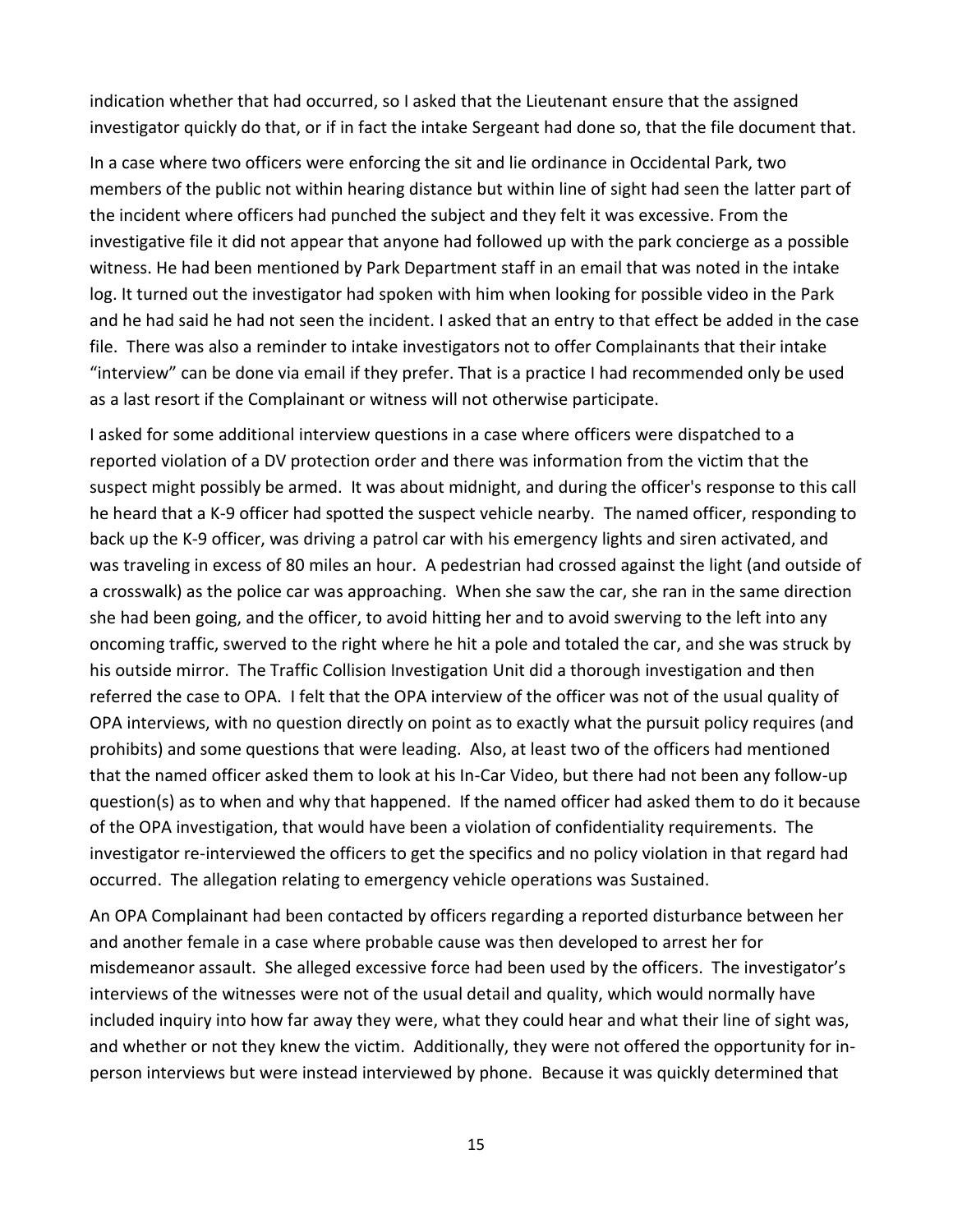indication whether that had occurred, so I asked that the Lieutenant ensure that the assigned investigator quickly do that, or if in fact the intake Sergeant had done so, that the file document that.

In a case where two officers were enforcing the sit and lie ordinance in Occidental Park, two members of the public not within hearing distance but within line of sight had seen the latter part of the incident where officers had punched the subject and they felt it was excessive. From the investigative file it did not appear that anyone had followed up with the park concierge as a possible witness. He had been mentioned by Park Department staff in an email that was noted in the intake log. It turned out the investigator had spoken with him when looking for possible video in the Park and he had said he had not seen the incident. I asked that an entry to that effect be added in the case file. There was also a reminder to intake investigators not to offer Complainants that their intake "interview" can be done via email if they prefer. That is a practice I had recommended only be used as a last resort if the Complainant or witness will not otherwise participate.

I asked for some additional interview questions in a case where officers were dispatched to a reported violation of a DV protection order and there was information from the victim that the suspect might possibly be armed. It was about midnight, and during the officer's response to this call he heard that a K-9 officer had spotted the suspect vehicle nearby. The named officer, responding to back up the K-9 officer, was driving a patrol car with his emergency lights and siren activated, and was traveling in excess of 80 miles an hour. A pedestrian had crossed against the light (and outside of a crosswalk) as the police car was approaching. When she saw the car, she ran in the same direction she had been going, and the officer, to avoid hitting her and to avoid swerving to the left into any oncoming traffic, swerved to the right where he hit a pole and totaled the car, and she was struck by his outside mirror. The Traffic Collision Investigation Unit did a thorough investigation and then referred the case to OPA. I felt that the OPA interview of the officer was not of the usual quality of OPA interviews, with no question directly on point as to exactly what the pursuit policy requires (and prohibits) and some questions that were leading. Also, at least two of the officers had mentioned that the named officer asked them to look at his In-Car Video, but there had not been any follow-up question(s) as to when and why that happened. If the named officer had asked them to do it because of the OPA investigation, that would have been a violation of confidentiality requirements. The investigator re-interviewed the officers to get the specifics and no policy violation in that regard had occurred. The allegation relating to emergency vehicle operations was Sustained.

An OPA Complainant had been contacted by officers regarding a reported disturbance between her and another female in a case where probable cause was then developed to arrest her for misdemeanor assault. She alleged excessive force had been used by the officers. The investigator's interviews of the witnesses were not of the usual detail and quality, which would normally have included inquiry into how far away they were, what they could hear and what their line of sight was, and whether or not they knew the victim. Additionally, they were not offered the opportunity for in-person interviews but were instead interviewed by phone. Because it was quickly determined that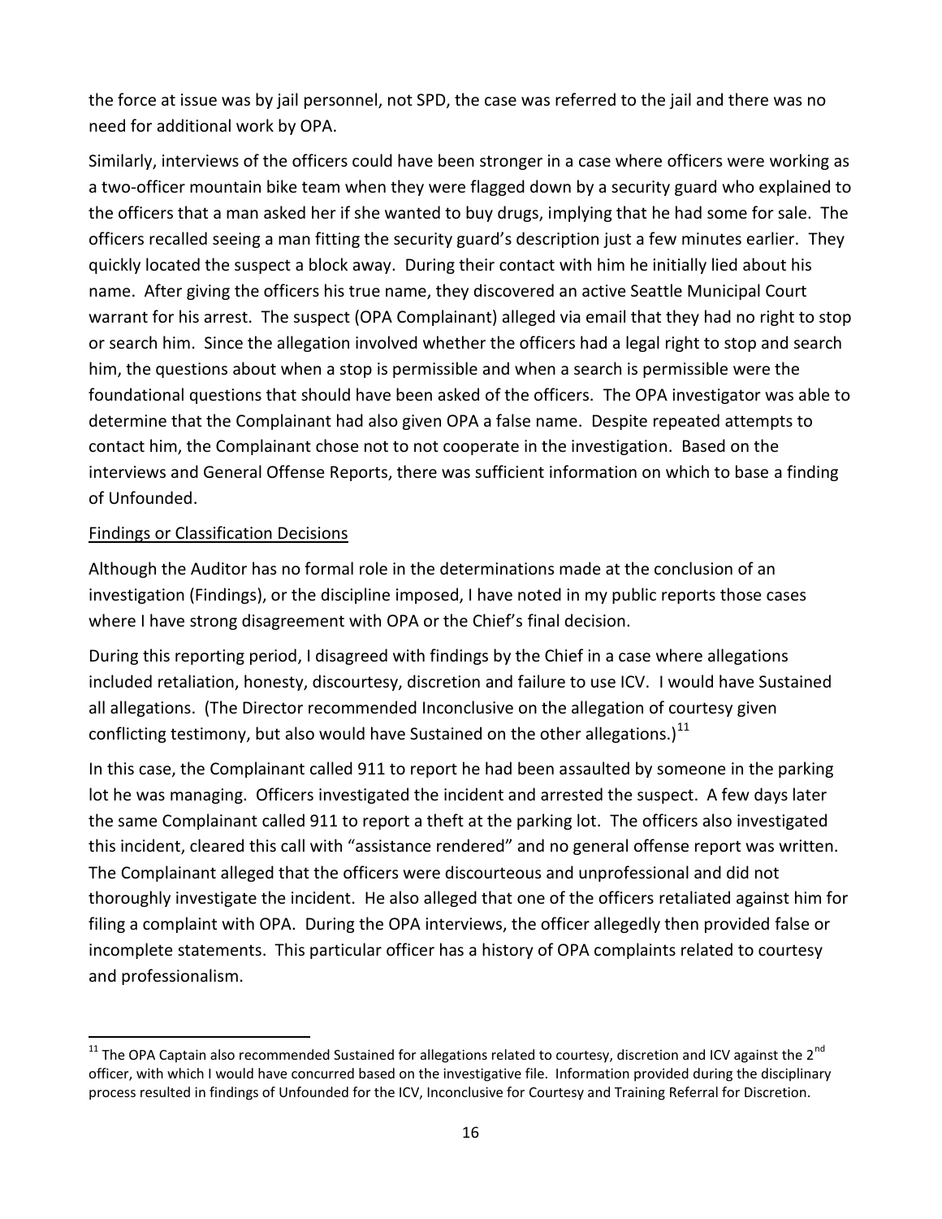the force at issue was by jail personnel, not SPD, the case was referred to the jail and there was no need for additional work by OPA.

Similarly, interviews of the officers could have been stronger in a case where officers were working as a two-officer mountain bike team when they were flagged down by a security guard who explained to the officers that a man asked her if she wanted to buy drugs, implying that he had some for sale. The officers recalled seeing a man fitting the security guard's description just a few minutes earlier. They quickly located the suspect a block away. During their contact with him he initially lied about his name. After giving the officers his true name, they discovered an active Seattle Municipal Court warrant for his arrest. The suspect (OPA Complainant) alleged via email that they had no right to stop or search him. Since the allegation involved whether the officers had a legal right to stop and search him, the questions about when a stop is permissible and when a search is permissible were the foundational questions that should have been asked of the officers. The OPA investigator was able to determine that the Complainant had also given OPA a false name. Despite repeated attempts to contact him, the Complainant chose not to not cooperate in the investigation. Based on the interviews and General Offense Reports, there was sufficient information on which to base a finding of Unfounded.

<u>Findings or Classification Decisions</u>

Although the Auditor has no formal role in the determinations made at the conclusion of an investigation (Findings), or the discipline imposed, I have noted in my public reports those cases where I have strong disagreement with OPA or the Chief's final decision.

During this reporting period, I disagreed with findings by the Chief in a case where allegations included retaliation, honesty, discourtesy, discretion and failure to use ICV. I would have Sustained all allegations. (The Director recommended Inconclusive on the allegation of courtesy given conflicting testimony, but also would have Sustained on the other allegations.)[11]

In this case, the Complainant called 911 to report he had been assaulted by someone in the parking lot he was managing. Officers investigated the incident and arrested the suspect. A few days later the same Complainant called 911 to report a theft at the parking lot. The officers also investigated this incident, cleared this call with "assistance rendered" and no general offense report was written. The Complainant alleged that the officers were discourteous and unprofessional and did not thoroughly investigate the incident. He also alleged that one of the officers retaliated against him for filing a complaint with OPA. During the OPA interviews, the officer allegedly then provided false or incomplete statements. This particular officer has a history of OPA complaints related to courtesy and professionalism.

---

[11] The OPA Captain also recommended Sustained for allegations related to courtesy, discretion and ICV against the 2nd officer, with which I would have concurred based on the investigative file. Information provided during the disciplinary process resulted in findings of Unfounded for the ICV, Inconclusive for Courtesy and Training Referral for Discretion.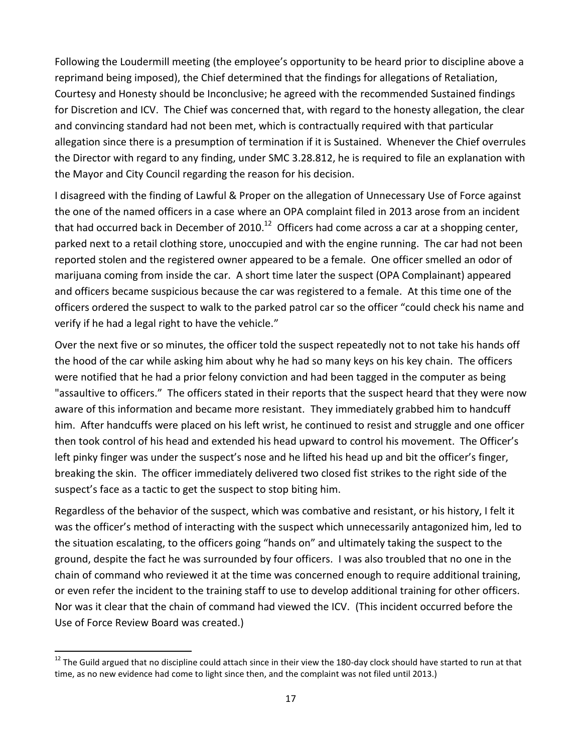Following the Loudermill meeting (the employee's opportunity to be heard prior to discipline above a reprimand being imposed), the Chief determined that the findings for allegations of Retaliation, Courtesy and Honesty should be Inconclusive; he agreed with the recommended Sustained findings for Discretion and ICV. The Chief was concerned that, with regard to the honesty allegation, the clear and convincing standard had not been met, which is contractually required with that particular allegation since there is a presumption of termination if it is Sustained. Whenever the Chief overrules the Director with regard to any finding, under SMC 3.28.812, he is required to file an explanation with the Mayor and City Council regarding the reason for his decision.

I disagreed with the finding of Lawful & Proper on the allegation of Unnecessary Use of Force against the one of the named officers in a case where an OPA complaint filed in 2013 arose from an incident that had occurred back in December of 2010.[12] Officers had come across a car at a shopping center, parked next to a retail clothing store, unoccupied and with the engine running. The car had not been reported stolen and the registered owner appeared to be a female. One officer smelled an odor of marijuana coming from inside the car. A short time later the suspect (OPA Complainant) appeared and officers became suspicious because the car was registered to a female. At this time one of the officers ordered the suspect to walk to the parked patrol car so the officer "could check his name and verify if he had a legal right to have the vehicle."

Over the next five or so minutes, the officer told the suspect repeatedly not to not take his hands off the hood of the car while asking him about why he had so many keys on his key chain. The officers were notified that he had a prior felony conviction and had been tagged in the computer as being "assaultive to officers." The officers stated in their reports that the suspect heard that they were now aware of this information and became more resistant. They immediately grabbed him to handcuff him. After handcuffs were placed on his left wrist, he continued to resist and struggle and one officer then took control of his head and extended his head upward to control his movement. The Officer's left pinky finger was under the suspect's nose and he lifted his head up and bit the officer's finger, breaking the skin. The officer immediately delivered two closed fist strikes to the right side of the suspect's face as a tactic to get the suspect to stop biting him.

Regardless of the behavior of the suspect, which was combative and resistant, or his history, I felt it was the officer's method of interacting with the suspect which unnecessarily antagonized him, led to the situation escalating, to the officers going "hands on" and ultimately taking the suspect to the ground, despite the fact he was surrounded by four officers. I was also troubled that no one in the chain of command who reviewed it at the time was concerned enough to require additional training, or even refer the incident to the training staff to use to develop additional training for other officers. Nor was it clear that the chain of command had viewed the ICV. (This incident occurred before the Use of Force Review Board was created.)

---

[12] The Guild argued that no discipline could attach since in their view the 180-day clock should have started to run at that time, as no new evidence had come to light since then, and the complaint was not filed until 2013.)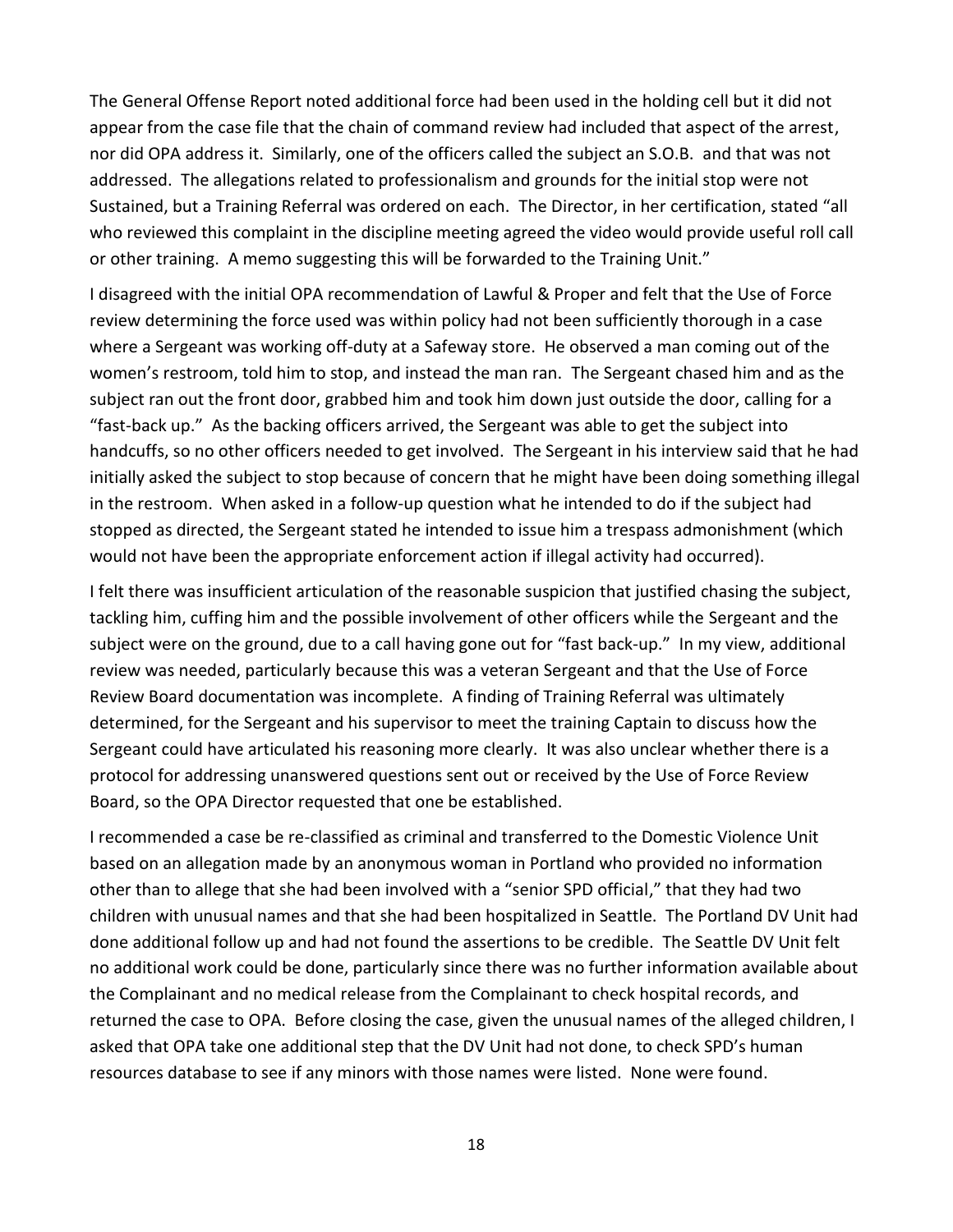The General Offense Report noted additional force had been used in the holding cell but it did not appear from the case file that the chain of command review had included that aspect of the arrest, nor did OPA address it. Similarly, one of the officers called the subject an S.O.B. and that was not addressed. The allegations related to professionalism and grounds for the initial stop were not Sustained, but a Training Referral was ordered on each. The Director, in her certification, stated "all who reviewed this complaint in the discipline meeting agreed the video would provide useful roll call or other training. A memo suggesting this will be forwarded to the Training Unit."

I disagreed with the initial OPA recommendation of Lawful & Proper and felt that the Use of Force review determining the force used was within policy had not been sufficiently thorough in a case where a Sergeant was working off-duty at a Safeway store. He observed a man coming out of the women's restroom, told him to stop, and instead the man ran. The Sergeant chased him and as the subject ran out the front door, grabbed him and took him down just outside the door, calling for a "fast-back up." As the backing officers arrived, the Sergeant was able to get the subject into handcuffs, so no other officers needed to get involved. The Sergeant in his interview said that he had initially asked the subject to stop because of concern that he might have been doing something illegal in the restroom. When asked in a follow-up question what he intended to do if the subject had stopped as directed, the Sergeant stated he intended to issue him a trespass admonishment (which would not have been the appropriate enforcement action if illegal activity had occurred).

I felt there was insufficient articulation of the reasonable suspicion that justified chasing the subject, tackling him, cuffing him and the possible involvement of other officers while the Sergeant and the subject were on the ground, due to a call having gone out for "fast back-up." In my view, additional review was needed, particularly because this was a veteran Sergeant and that the Use of Force Review Board documentation was incomplete. A finding of Training Referral was ultimately determined, for the Sergeant and his supervisor to meet the training Captain to discuss how the Sergeant could have articulated his reasoning more clearly. It was also unclear whether there is a protocol for addressing unanswered questions sent out or received by the Use of Force Review Board, so the OPA Director requested that one be established.

I recommended a case be re-classified as criminal and transferred to the Domestic Violence Unit based on an allegation made by an anonymous woman in Portland who provided no information other than to allege that she had been involved with a "senior SPD official," that they had two children with unusual names and that she had been hospitalized in Seattle. The Portland DV Unit had done additional follow up and had not found the assertions to be credible. The Seattle DV Unit felt no additional work could be done, particularly since there was no further information available about the Complainant and no medical release from the Complainant to check hospital records, and returned the case to OPA. Before closing the case, given the unusual names of the alleged children, I asked that OPA take one additional step that the DV Unit had not done, to check SPD's human resources database to see if any minors with those names were listed. None were found.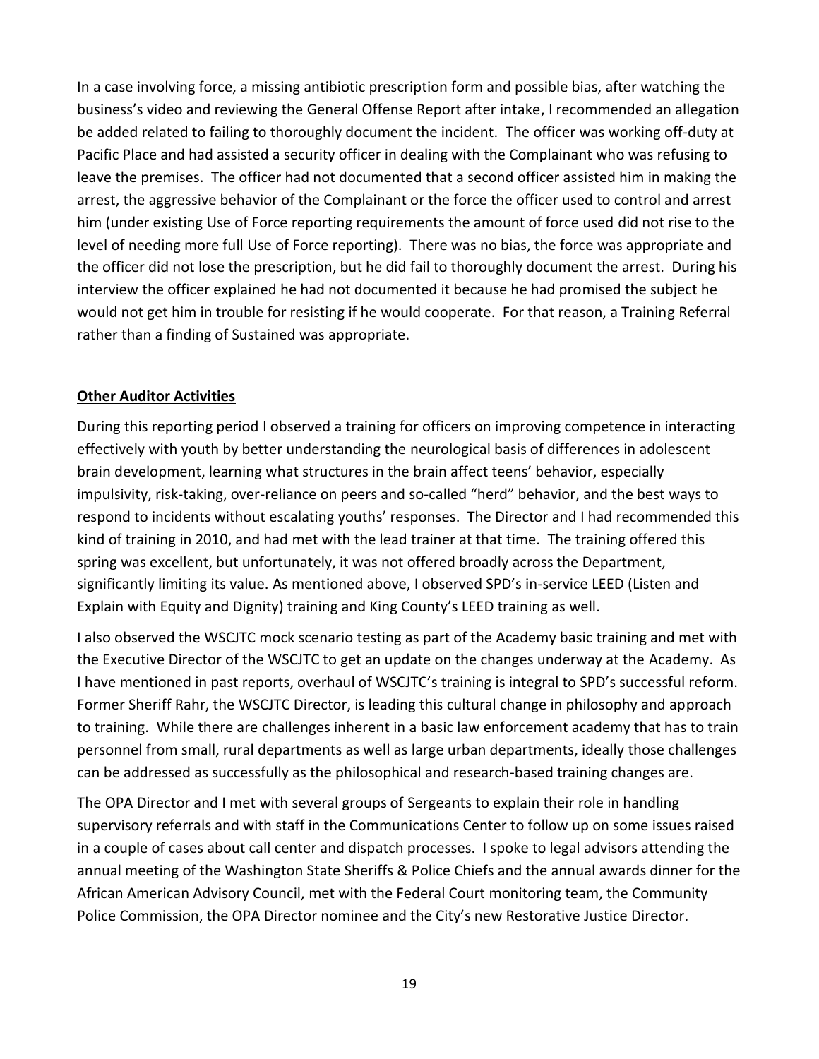In a case involving force, a missing antibiotic prescription form and possible bias, after watching the business's video and reviewing the General Offense Report after intake, I recommended an allegation be added related to failing to thoroughly document the incident. The officer was working off-duty at Pacific Place and had assisted a security officer in dealing with the Complainant who was refusing to leave the premises. The officer had not documented that a second officer assisted him in making the arrest, the aggressive behavior of the Complainant or the force the officer used to control and arrest him (under existing Use of Force reporting requirements the amount of force used did not rise to the level of needing more full Use of Force reporting). There was no bias, the force was appropriate and the officer did not lose the prescription, but he did fail to thoroughly document the arrest. During his interview the officer explained he had not documented it because he had promised the subject he would not get him in trouble for resisting if he would cooperate. For that reason, a Training Referral rather than a finding of Sustained was appropriate.

**Other Auditor Activities**

During this reporting period I observed a training for officers on improving competence in interacting effectively with youth by better understanding the neurological basis of differences in adolescent brain development, learning what structures in the brain affect teens' behavior, especially impulsivity, risk-taking, over-reliance on peers and so-called "herd" behavior, and the best ways to respond to incidents without escalating youths' responses. The Director and I had recommended this kind of training in 2010, and had met with the lead trainer at that time. The training offered this spring was excellent, but unfortunately, it was not offered broadly across the Department, significantly limiting its value. As mentioned above, I observed SPD's in-service LEED (Listen and Explain with Equity and Dignity) training and King County's LEED training as well.

I also observed the WSCJTC mock scenario testing as part of the Academy basic training and met with the Executive Director of the WSCJTC to get an update on the changes underway at the Academy. As I have mentioned in past reports, overhaul of WSCJTC's training is integral to SPD's successful reform. Former Sheriff Rahr, the WSCJTC Director, is leading this cultural change in philosophy and approach to training. While there are challenges inherent in a basic law enforcement academy that has to train personnel from small, rural departments as well as large urban departments, ideally those challenges can be addressed as successfully as the philosophical and research-based training changes are.

The OPA Director and I met with several groups of Sergeants to explain their role in handling supervisory referrals and with staff in the Communications Center to follow up on some issues raised in a couple of cases about call center and dispatch processes. I spoke to legal advisors attending the annual meeting of the Washington State Sheriffs & Police Chiefs and the annual awards dinner for the African American Advisory Council, met with the Federal Court monitoring team, the Community Police Commission, the OPA Director nominee and the City's new Restorative Justice Director.